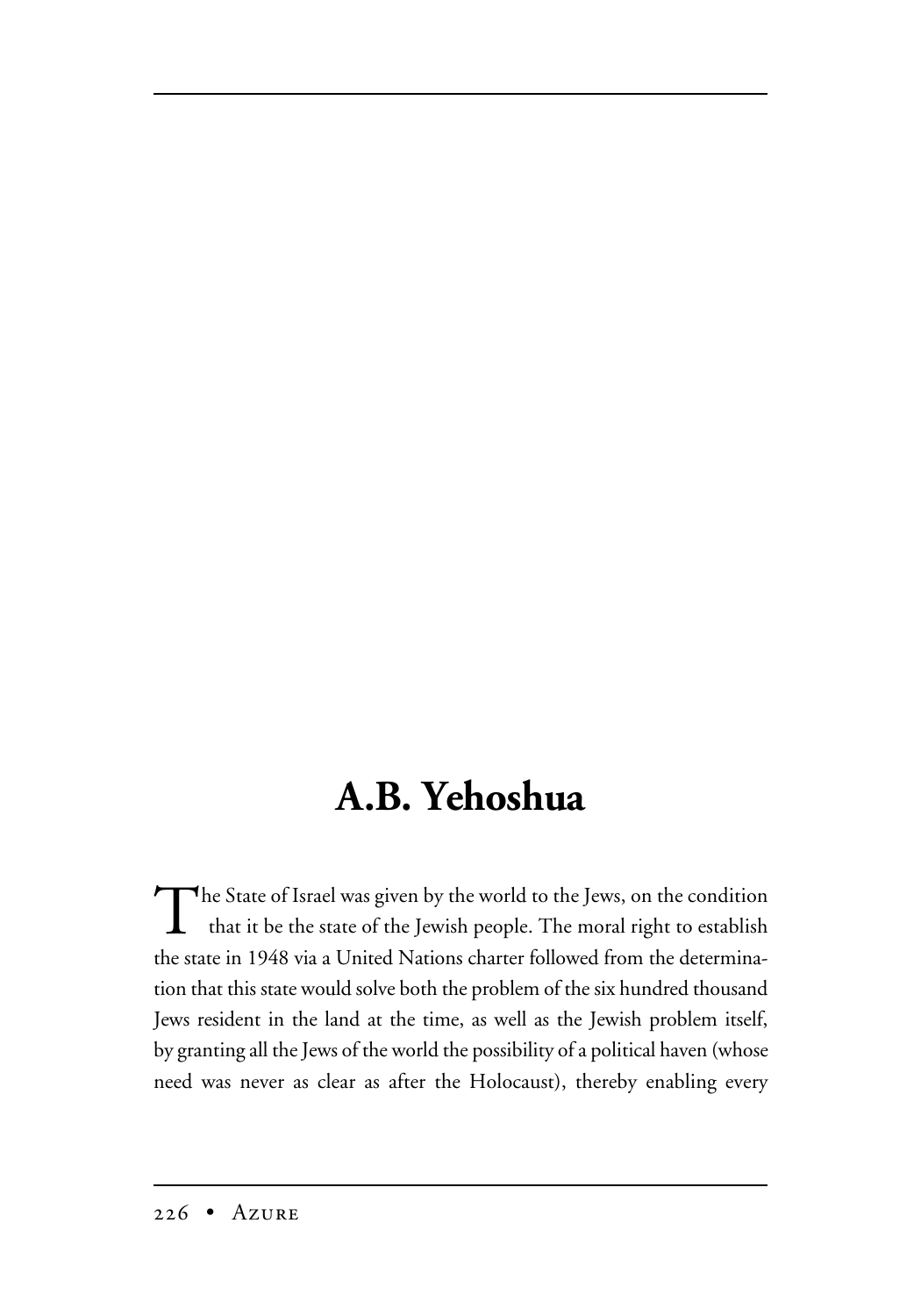## A.B. Yehoshua

The State of Israel was given by the world to the Jews, on the condition that it be the state of the Jewish people. The moral right to establish the state in 1948 via a United Nations charter followed from the determination that this state would solve both the problem of the six hundred thousand Jews resident in the land at the time, as well as the Jewish problem itself, by granting all the Jews of the world the possibility of a political haven (whose need was never as clear as after the Holocaust), thereby enabling every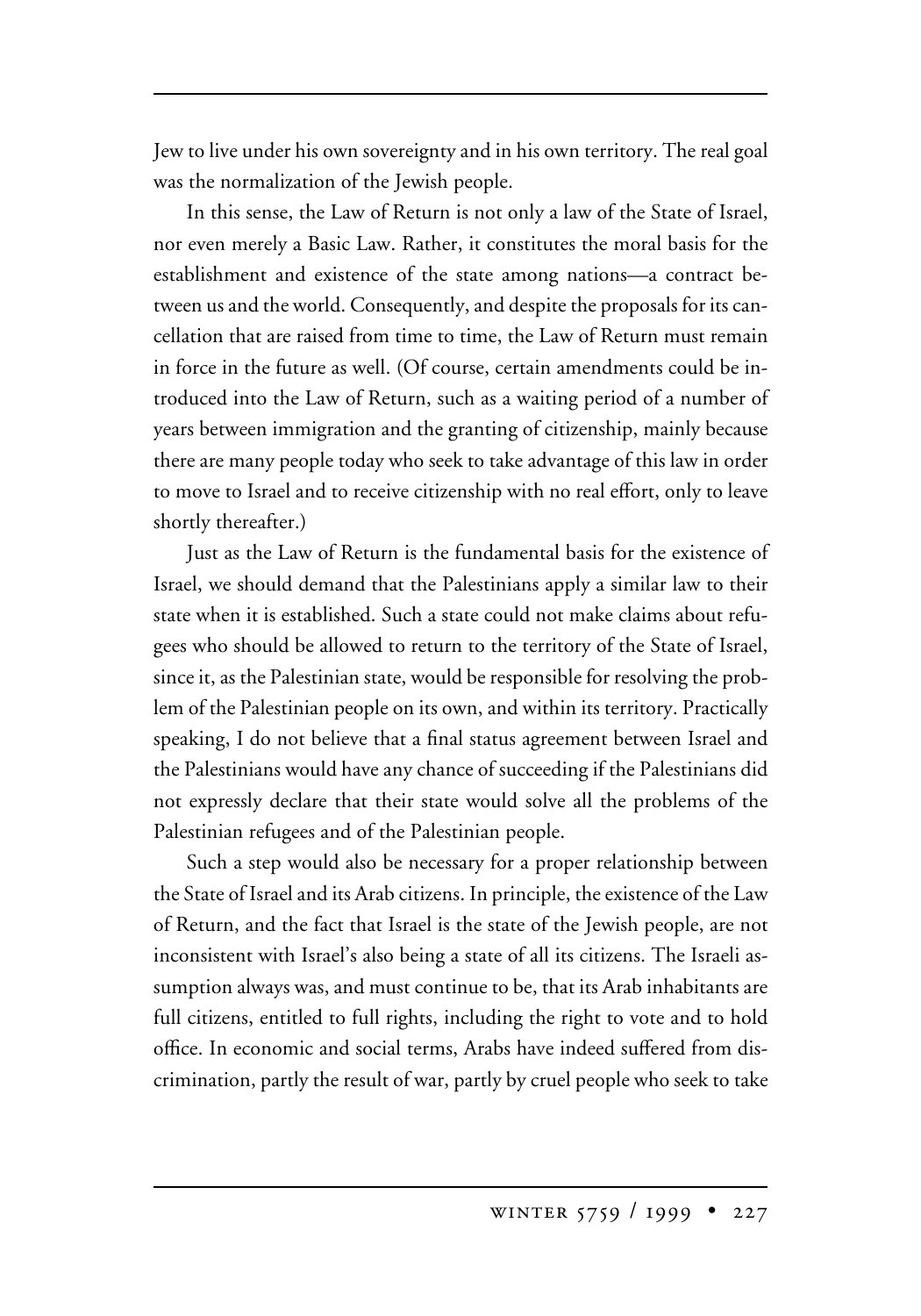Jew to live under his own sovereignty and in his own territory. The real goal was the normalization of the Jewish people.

In this sense, the Law of Return is not only a law of the State of Israel, nor even merely a Basic Law. Rather, it constitutes the moral basis for the establishment and existence of the state among nations—a contract between us and the world. Consequently, and despite the proposals for its cancellation that are raised from time to time, the Law of Return must remain in force in the future as well. (Of course, certain amendments could be introduced into the Law of Return, such as a waiting period of a number of years between immigration and the granting of citizenship, mainly because there are many people today who seek to take advantage of this law in order to move to Israel and to receive citizenship with no real effort, only to leave shortly thereafter.)

Just as the Law of Return is the fundamental basis for the existence of Israel, we should demand that the Palestinians apply a similar law to their state when it is established. Such a state could not make claims about refugees who should be allowed to return to the territory of the State of Israel, since it, as the Palestinian state, would be responsible for resolving the problem of the Palestinian people on its own, and within its territory. Practically speaking, I do not believe that a final status agreement between Israel and the Palestinians would have any chance of succeeding if the Palestinians did not expressly declare that their state would solve all the problems of the Palestinian refugees and of the Palestinian people.

Such a step would also be necessary for a proper relationship between the State of Israel and its Arab citizens. In principle, the existence of the Law of Return, and the fact that Israel is the state of the Jewish people, are not inconsistent with Israel's also being a state of all its citizens. The Israeli assumption always was, and must continue to be, that its Arab inhabitants are full citizens, entitled to full rights, including the right to vote and to hold office. In economic and social terms, Arabs have indeed suffered from discrimination, partly the result of war, partly by cruel people who seek to take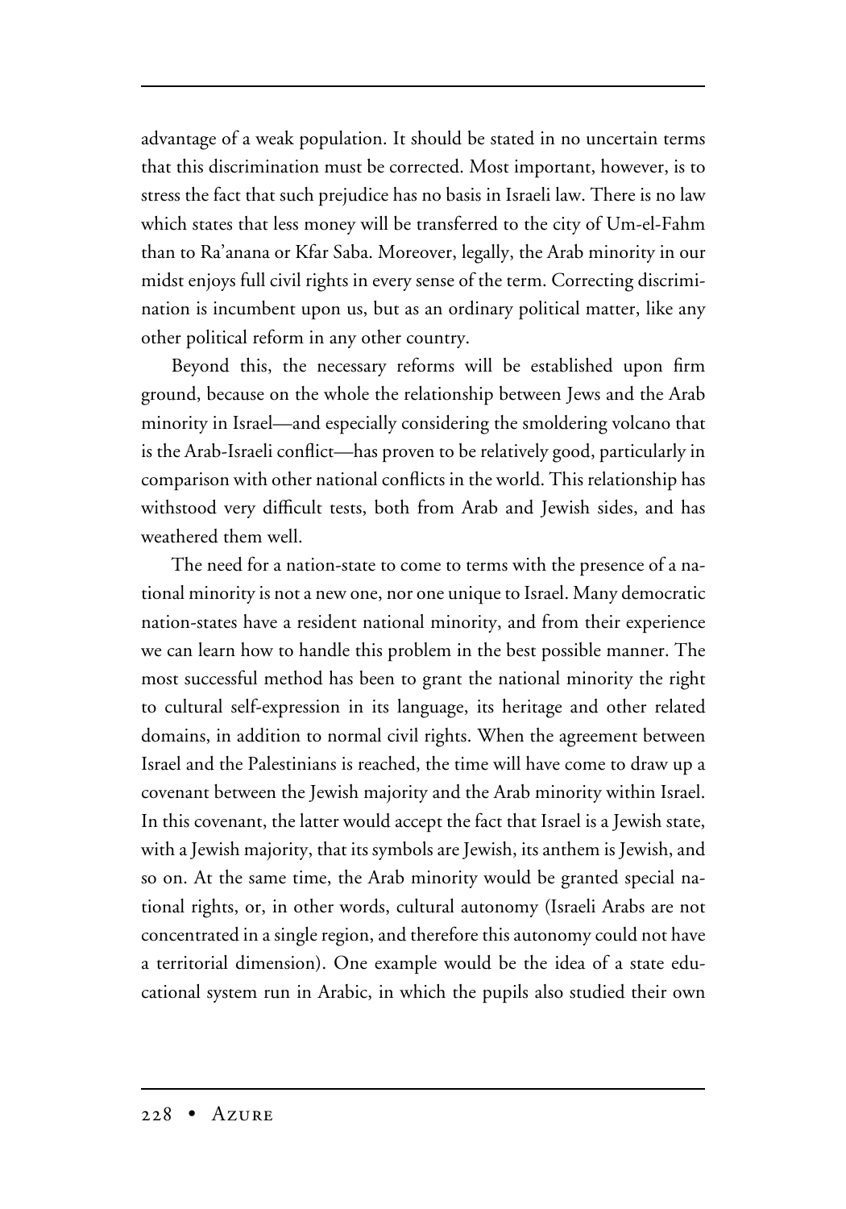advantage of a weak population. It should be stated in no uncertain terms that this discrimination must be corrected. Most important, however, is to stress the fact that such prejudice has no basis in Israeli law. There is no law which states that less money will be transferred to the city of Um-el-Fahm than to Ra'anana or Kfar Saba. Moreover, legally, the Arab minority in our midst enjoys full civil rights in every sense of the term. Correcting discrimination is incumbent upon us, but as an ordinary political matter, like any other political reform in any other country.

Beyond this, the necessary reforms will be established upon firm ground, because on the whole the relationship between Jews and the Arab minority in Israel—and especially considering the smoldering volcano that is the Arab-Israeli conflict—has proven to be relatively good, particularly in comparison with other national conflicts in the world. This relationship has withstood very difficult tests, both from Arab and Jewish sides, and has weathered them well.

The need for a nation-state to come to terms with the presence of a national minority is not a new one, nor one unique to Israel. Many democratic nation-states have a resident national minority, and from their experience we can learn how to handle this problem in the best possible manner. The most successful method has been to grant the national minority the right to cultural self-expression in its language, its heritage and other related domains, in addition to normal civil rights. When the agreement between Israel and the Palestinians is reached, the time will have come to draw up a covenant between the Jewish majority and the Arab minority within Israel. In this covenant, the latter would accept the fact that Israel is a Jewish state, with a Jewish majority, that its symbols are Jewish, its anthem is Jewish, and so on. At the same time, the Arab minority would be granted special national rights, or, in other words, cultural autonomy (Israeli Arabs are not concentrated in a single region, and therefore this autonomy could not have a territorial dimension). One example would be the idea of a state educational system run in Arabic, in which the pupils also studied their own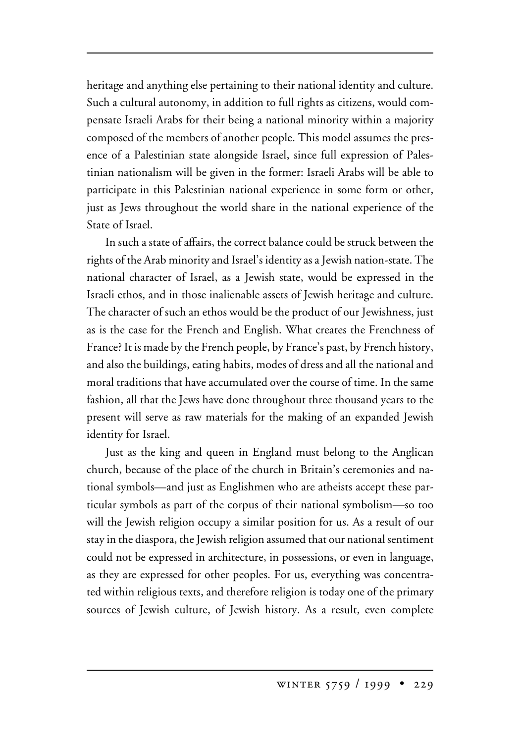heritage and anything else pertaining to their national identity and culture. Such a cultural autonomy, in addition to full rights as citizens, would compensate Israeli Arabs for their being a national minority within a majority composed of the members of another people. This model assumes the presence of a Palestinian state alongside Israel, since full expression of Palestinian nationalism will be given in the former: Israeli Arabs will be able to participate in this Palestinian national experience in some form or other, just as Jews throughout the world share in the national experience of the State of Israel.

In such a state of affairs, the correct balance could be struck between the rights of the Arab minority and Israel's identity as a Jewish nation-state. The national character of Israel, as a Jewish state, would be expressed in the Israeli ethos, and in those inalienable assets of Jewish heritage and culture. The character of such an ethos would be the product of our Jewishness, just as is the case for the French and English. What creates the Frenchness of France? It is made by the French people, by France's past, by French history, and also the buildings, eating habits, modes of dress and all the national and moral traditions that have accumulated over the course of time. In the same fashion, all that the Jews have done throughout three thousand years to the present will serve as raw materials for the making of an expanded Jewish identity for Israel.

Just as the king and queen in England must belong to the Anglican church, because of the place of the church in Britain's ceremonies and national symbols—and just as Englishmen who are atheists accept these particular symbols as part of the corpus of their national symbolism—so too will the Jewish religion occupy a similar position for us. As a result of our stay in the diaspora, the Jewish religion assumed that our national sentiment could not be expressed in architecture, in possessions, or even in language, as they are expressed for other peoples. For us, everything was concentrated within religious texts, and therefore religion is today one of the primary sources of Jewish culture, of Jewish history. As a result, even complete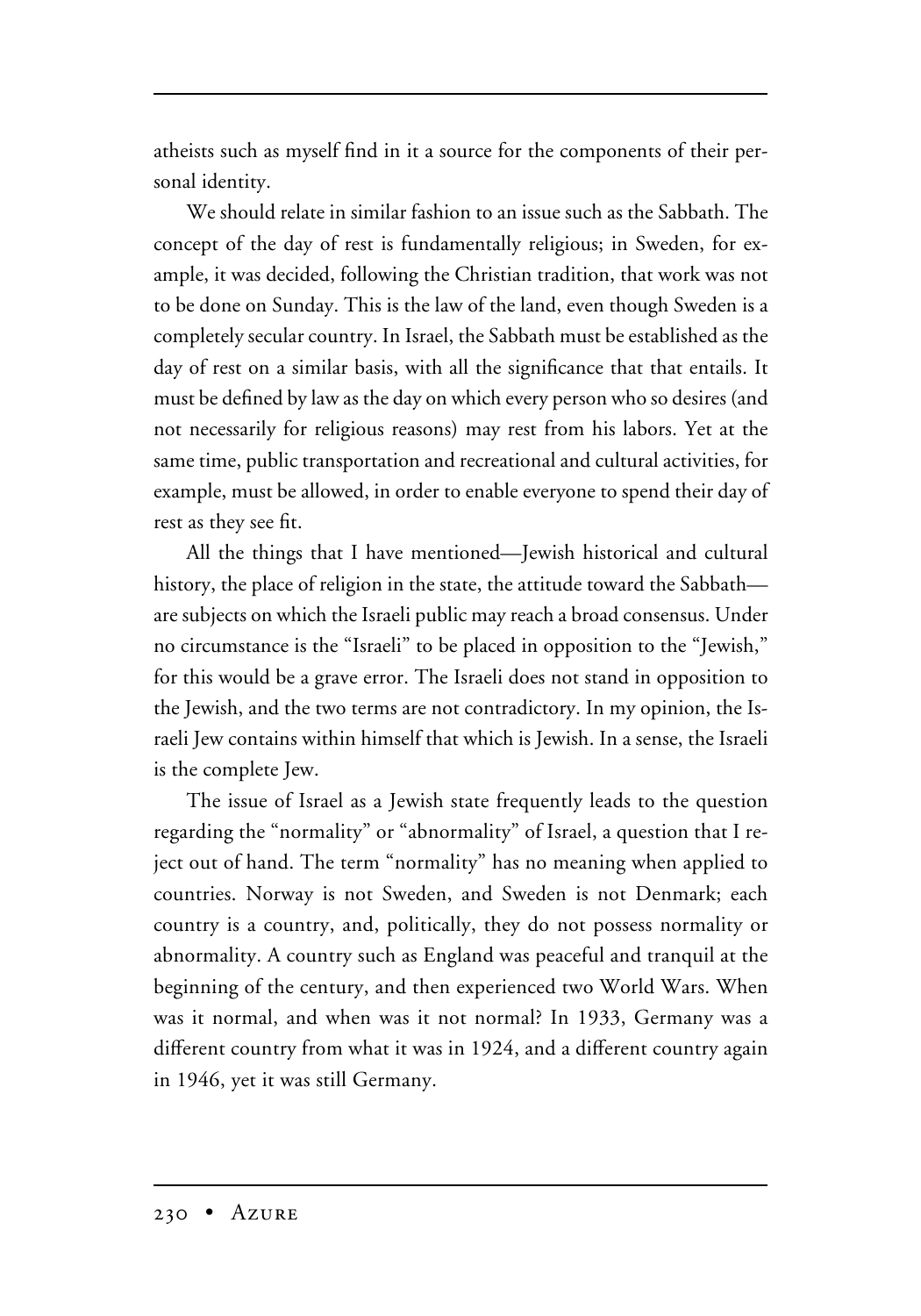atheists such as myself find in it a source for the components of their personal identity.

We should relate in similar fashion to an issue such as the Sabbath. The concept of the day of rest is fundamentally religious; in Sweden, for example, it was decided, following the Christian tradition, that work was not to be done on Sunday. This is the law of the land, even though Sweden is a completely secular country. In Israel, the Sabbath must be established as the day of rest on a similar basis, with all the significance that that entails. It must be defined by law as the day on which every person who so desires (and not necessarily for religious reasons) may rest from his labors. Yet at the same time, public transportation and recreational and cultural activities, for example, must be allowed, in order to enable everyone to spend their day of rest as they see fit.

All the things that I have mentioned—Jewish historical and cultural history, the place of religion in the state, the attitude toward the Sabbath—are subjects on which the Israeli public may reach a broad consensus. Under no circumstance is the "Israeli" to be placed in opposition to the "Jewish," for this would be a grave error. The Israeli does not stand in opposition to the Jewish, and the two terms are not contradictory. In my opinion, the Israeli Jew contains within himself that which is Jewish. In a sense, the Israeli is the complete Jew.

The issue of Israel as a Jewish state frequently leads to the question regarding the "normality" or "abnormality" of Israel, a question that I reject out of hand. The term "normality" has no meaning when applied to countries. Norway is not Sweden, and Sweden is not Denmark; each country is a country, and, politically, they do not possess normality or abnormality. A country such as England was peaceful and tranquil at the beginning of the century, and then experienced two World Wars. When was it normal, and when was it not normal? In 1933, Germany was a different country from what it was in 1924, and a different country again in 1946, yet it was still Germany.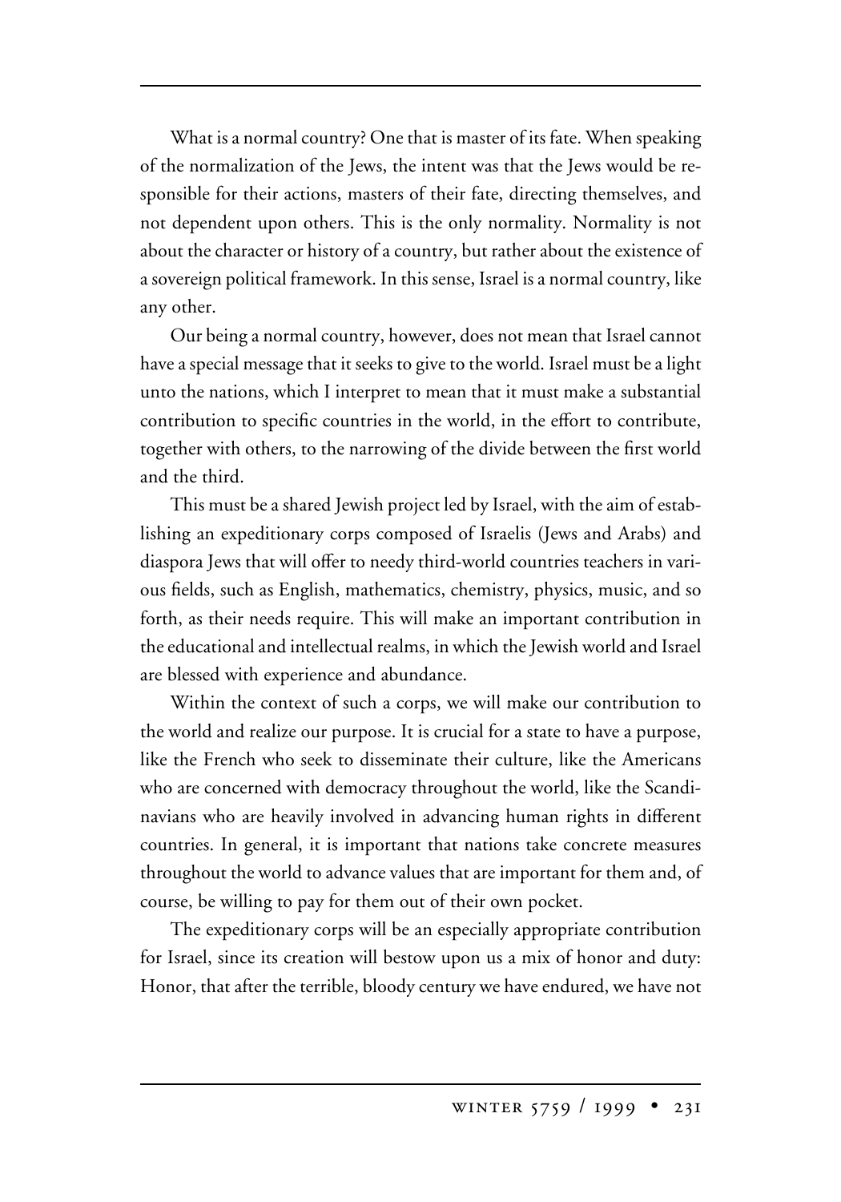What is a normal country? One that is master of its fate. When speaking of the normalization of the Jews, the intent was that the Jews would be responsible for their actions, masters of their fate, directing themselves, and not dependent upon others. This is the only normality. Normality is not about the character or history of a country, but rather about the existence of a sovereign political framework. In this sense, Israel is a normal country, like any other.

Our being a normal country, however, does not mean that Israel cannot have a special message that it seeks to give to the world. Israel must be a light unto the nations, which I interpret to mean that it must make a substantial contribution to specific countries in the world, in the effort to contribute, together with others, to the narrowing of the divide between the first world and the third.

This must be a shared Jewish project led by Israel, with the aim of establishing an expeditionary corps composed of Israelis (Jews and Arabs) and diaspora Jews that will offer to needy third-world countries teachers in various fields, such as English, mathematics, chemistry, physics, music, and so forth, as their needs require. This will make an important contribution in the educational and intellectual realms, in which the Jewish world and Israel are blessed with experience and abundance.

Within the context of such a corps, we will make our contribution to the world and realize our purpose. It is crucial for a state to have a purpose, like the French who seek to disseminate their culture, like the Americans who are concerned with democracy throughout the world, like the Scandinavians who are heavily involved in advancing human rights in different countries. In general, it is important that nations take concrete measures throughout the world to advance values that are important for them and, of course, be willing to pay for them out of their own pocket.

The expeditionary corps will be an especially appropriate contribution for Israel, since its creation will bestow upon us a mix of honor and duty: Honor, that after the terrible, bloody century we have endured, we have not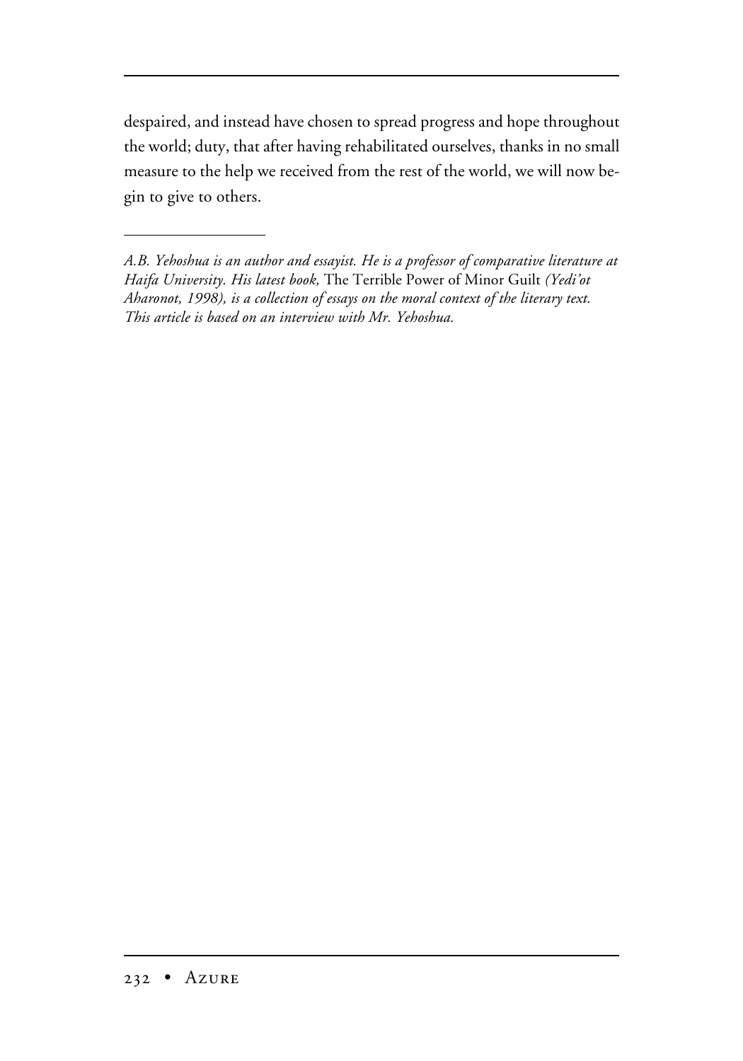despaired, and instead have chosen to spread progress and hope throughout the world; duty, that after having rehabilitated ourselves, thanks in no small measure to the help we received from the rest of the world, we will now begin to give to others.

---

*A.B. Yehoshua is an author and essayist. He is a professor of comparative literature at Haifa University. His latest book,* The Terrible Power of Minor Guilt *(Yedi'ot Aharonot, 1998), is a collection of essays on the moral context of the literary text. This article is based on an interview with Mr. Yehoshua.*